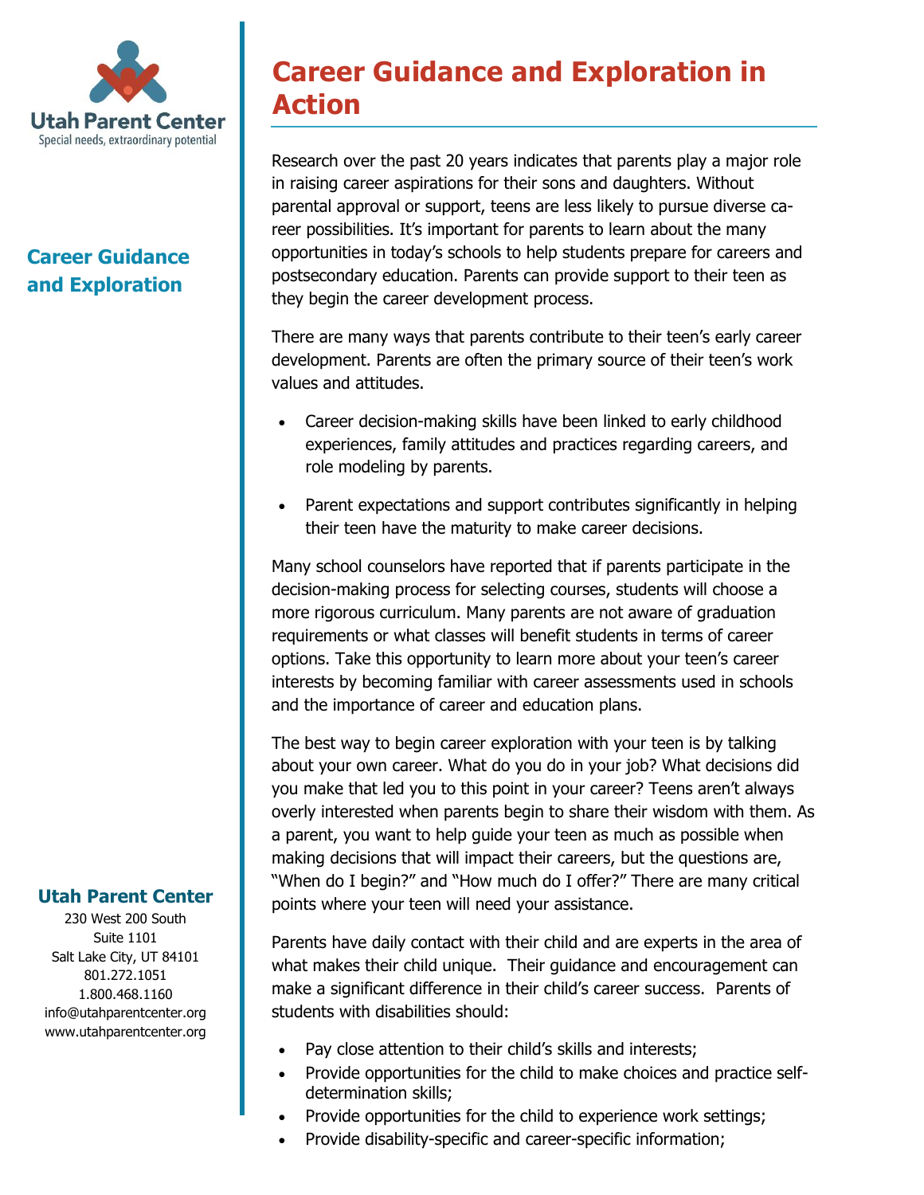Utah Parent Center

Special needs, extraordinary potential

## Career Guidance and Exploration

# Career Guidance and Exploration in Action

Research over the past 20 years indicates that parents play a major role in raising career aspirations for their sons and daughters. Without parental approval or support, teens are less likely to pursue diverse career possibilities. It's important for parents to learn about the many opportunities in today's schools to help students prepare for careers and postsecondary education. Parents can provide support to their teen as they begin the career development process.

There are many ways that parents contribute to their teen's early career development. Parents are often the primary source of their teen's work values and attitudes.

- Career decision-making skills have been linked to early childhood experiences, family attitudes and practices regarding careers, and role modeling by parents.
- Parent expectations and support contributes significantly in helping their teen have the maturity to make career decisions.

Many school counselors have reported that if parents participate in the decision-making process for selecting courses, students will choose a more rigorous curriculum. Many parents are not aware of graduation requirements or what classes will benefit students in terms of career options. Take this opportunity to learn more about your teen's career interests by becoming familiar with career assessments used in schools and the importance of career and education plans.

The best way to begin career exploration with your teen is by talking about your own career. What do you do in your job? What decisions did you make that led you to this point in your career? Teens aren't always overly interested when parents begin to share their wisdom with them. As a parent, you want to help guide your teen as much as possible when making decisions that will impact their careers, but the questions are, "When do I begin?" and "How much do I offer?" There are many critical points where your teen will need your assistance.

Parents have daily contact with their child and are experts in the area of what makes their child unique. Their guidance and encouragement can make a significant difference in their child's career success. Parents of students with disabilities should:

- Pay close attention to their child's skills and interests;
- Provide opportunities for the child to make choices and practice self-determination skills;
- Provide opportunities for the child to experience work settings;
- Provide disability-specific and career-specific information;

**Utah Parent Center**

230 West 200 South
Suite 1101
Salt Lake City, UT 84101
801.272.1051
1.800.468.1160
info@utahparentcenter.org
www.utahparentcenter.org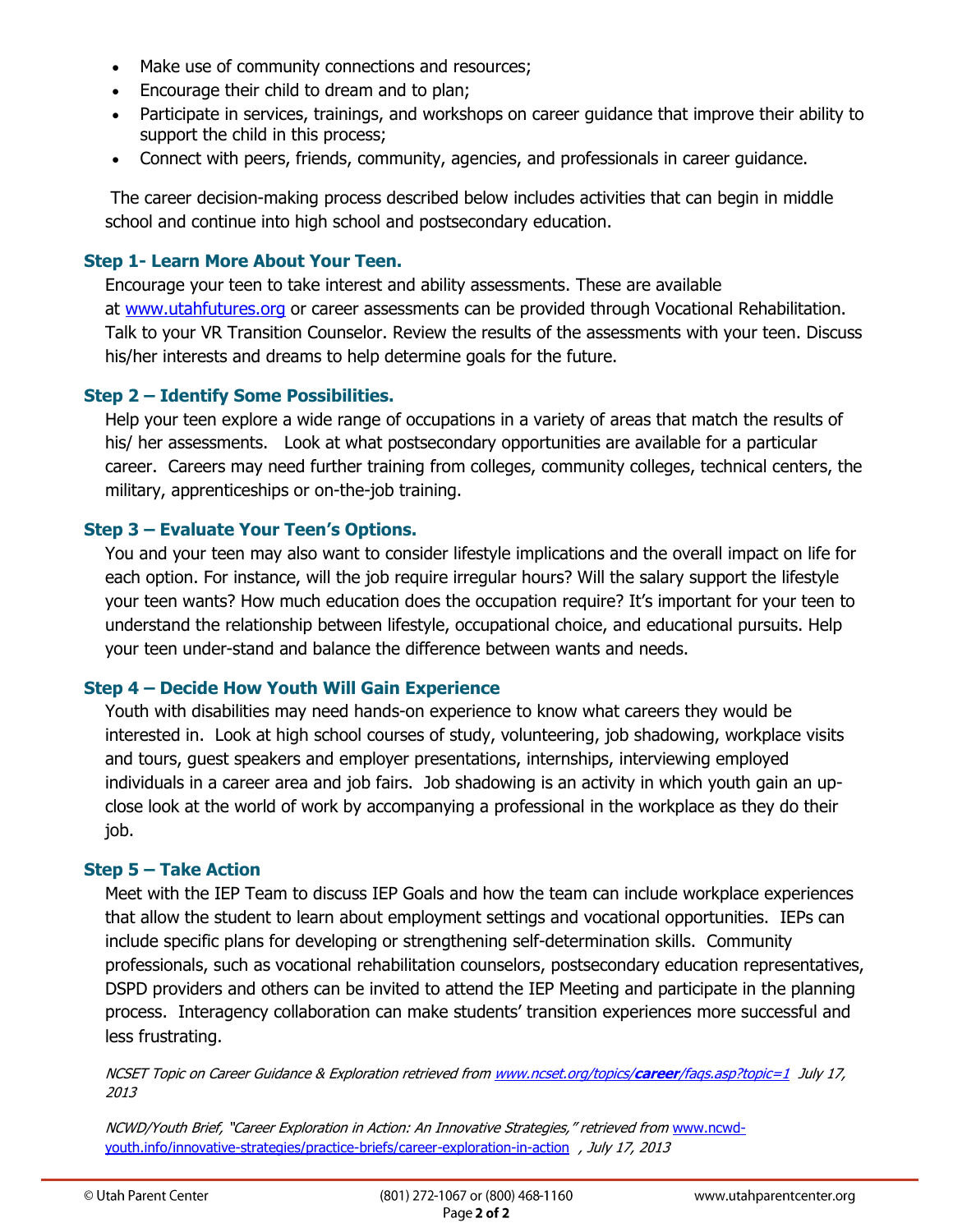- Make use of community connections and resources;
- Encourage their child to dream and to plan;
- Participate in services, trainings, and workshops on career guidance that improve their ability to support the child in this process;
- Connect with peers, friends, community, agencies, and professionals in career guidance.

The career decision-making process described below includes activities that can begin in middle school and continue into high school and postsecondary education.

### Step 1- Learn More About Your Teen.

Encourage your teen to take interest and ability assessments. These are available at [www.utahfutures.org](http://www.utahfutures.org) or career assessments can be provided through Vocational Rehabilitation. Talk to your VR Transition Counselor. Review the results of the assessments with your teen. Discuss his/her interests and dreams to help determine goals for the future.

### Step 2 – Identify Some Possibilities.

Help your teen explore a wide range of occupations in a variety of areas that match the results of his/ her assessments. Look at what postsecondary opportunities are available for a particular career. Careers may need further training from colleges, community colleges, technical centers, the military, apprenticeships or on-the-job training.

### Step 3 – Evaluate Your Teen's Options.

You and your teen may also want to consider lifestyle implications and the overall impact on life for each option. For instance, will the job require irregular hours? Will the salary support the lifestyle your teen wants? How much education does the occupation require? It's important for your teen to understand the relationship between lifestyle, occupational choice, and educational pursuits. Help your teen under-stand and balance the difference between wants and needs.

### Step 4 – Decide How Youth Will Gain Experience

Youth with disabilities may need hands-on experience to know what careers they would be interested in. Look at high school courses of study, volunteering, job shadowing, workplace visits and tours, guest speakers and employer presentations, internships, interviewing employed individuals in a career area and job fairs. Job shadowing is an activity in which youth gain an up-close look at the world of work by accompanying a professional in the workplace as they do their job.

### Step 5 – Take Action

Meet with the IEP Team to discuss IEP Goals and how the team can include workplace experiences that allow the student to learn about employment settings and vocational opportunities. IEPs can include specific plans for developing or strengthening self-determination skills. Community professionals, such as vocational rehabilitation counselors, postsecondary education representatives, DSPD providers and others can be invited to attend the IEP Meeting and participate in the planning process. Interagency collaboration can make students' transition experiences more successful and less frustrating.

*NCSET Topic on Career Guidance & Exploration retrieved from [www.ncset.org/topics/**career**/faqs.asp?topic=1](http://www.ncset.org/topics/career/faqs.asp?topic=1) July 17, 2013*

*NCWD/Youth Brief, "Career Exploration in Action: An Innovative Strategies," retrieved from [www.ncwd-youth.info/innovative-strategies/practice-briefs/career-exploration-in-action](http://www.ncwd-youth.info/innovative-strategies/practice-briefs/career-exploration-in-action) , July 17, 2013*

© Utah Parent Center (801) 272-1067 or (800) 468-1160 www.utahparentcenter.org